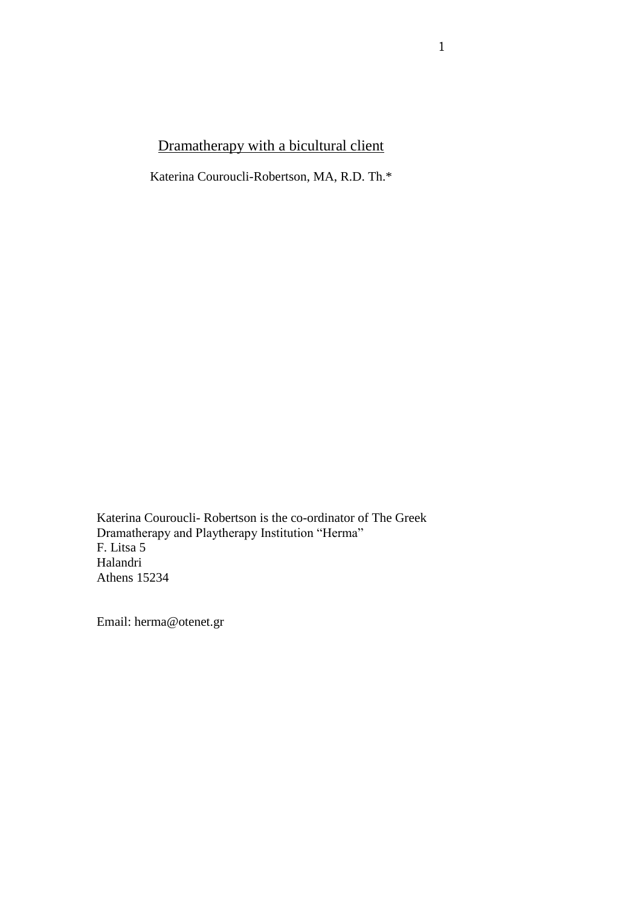# Dramatherapy with a bicultural client

Katerina Couroucli-Robertson, MA, R.D. Th.*

Katerina Couroucli- Robertson is the co-ordinator of The Greek Dramatherapy and Playtherapy Institution "Herma"
F. Litsa 5
Halandri
Athens 15234

Email: herma@otenet.gr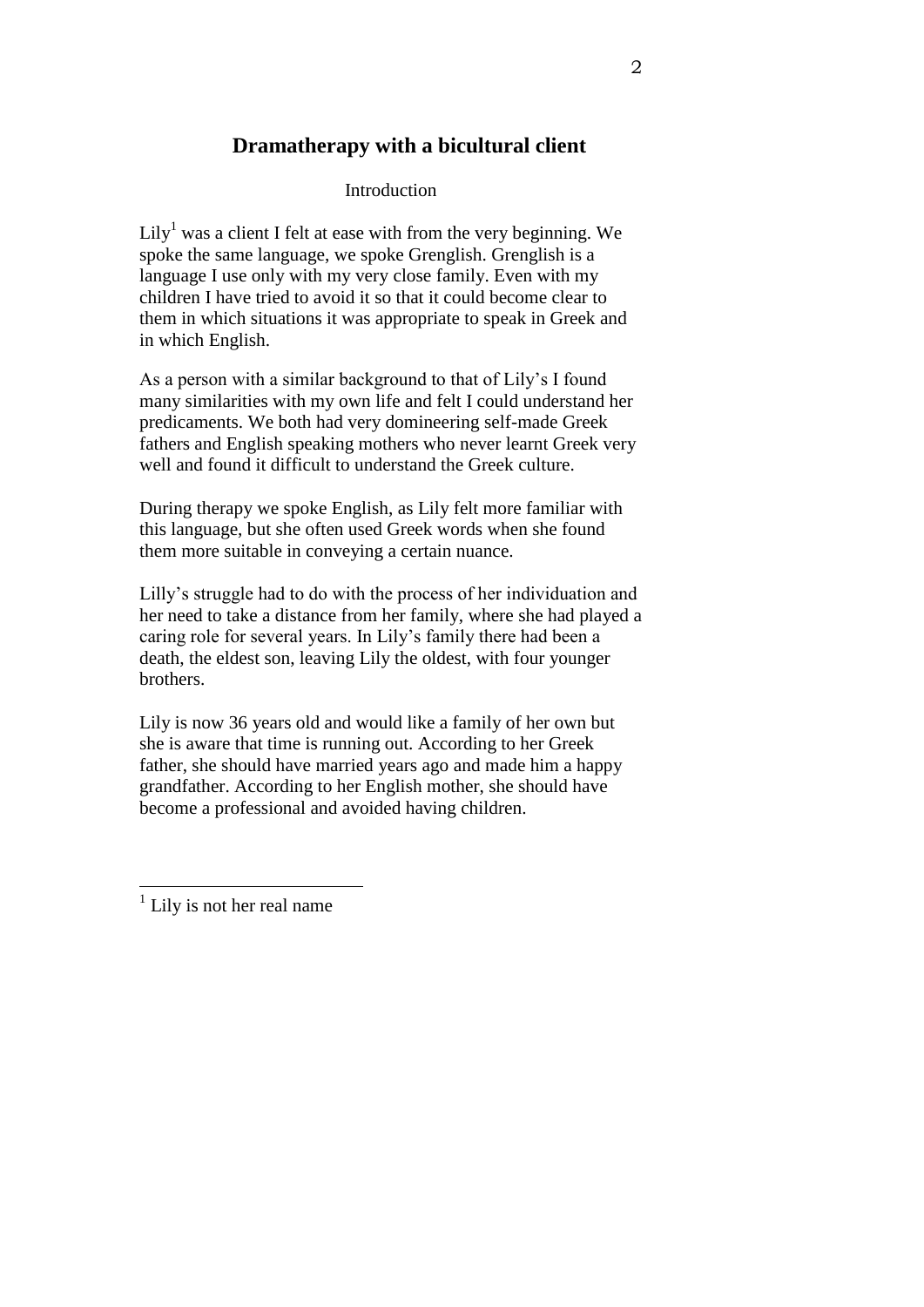# Dramatherapy with a bicultural client

## Introduction

Lily[1] was a client I felt at ease with from the very beginning. We spoke the same language, we spoke Grenglish. Grenglish is a language I use only with my very close family. Even with my children I have tried to avoid it so that it could become clear to them in which situations it was appropriate to speak in Greek and in which English.

As a person with a similar background to that of Lily's I found many similarities with my own life and felt I could understand her predicaments. We both had very domineering self-made Greek fathers and English speaking mothers who never learnt Greek very well and found it difficult to understand the Greek culture.

During therapy we spoke English, as Lily felt more familiar with this language, but she often used Greek words when she found them more suitable in conveying a certain nuance.

Lilly's struggle had to do with the process of her individuation and her need to take a distance from her family, where she had played a caring role for several years. In Lily's family there had been a death, the eldest son, leaving Lily the oldest, with four younger brothers.

Lily is now 36 years old and would like a family of her own but she is aware that time is running out. According to her Greek father, she should have married years ago and made him a happy grandfather. According to her English mother, she should have become a professional and avoided having children.

---

[1] Lily is not her real name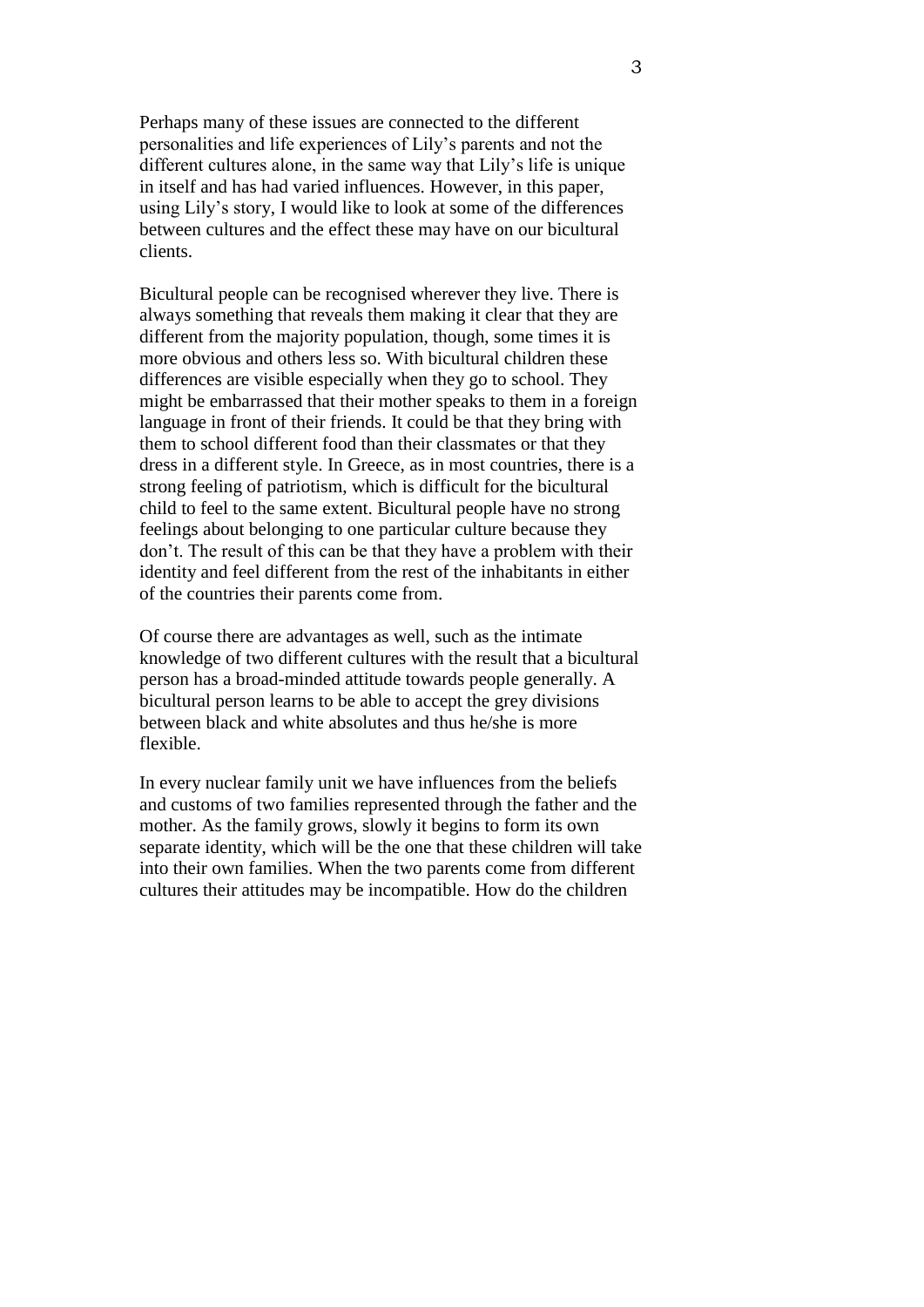Perhaps many of these issues are connected to the different personalities and life experiences of Lily's parents and not the different cultures alone, in the same way that Lily's life is unique in itself and has had varied influences. However, in this paper, using Lily's story, I would like to look at some of the differences between cultures and the effect these may have on our bicultural clients.

Bicultural people can be recognised wherever they live. There is always something that reveals them making it clear that they are different from the majority population, though, some times it is more obvious and others less so. With bicultural children these differences are visible especially when they go to school. They might be embarrassed that their mother speaks to them in a foreign language in front of their friends. It could be that they bring with them to school different food than their classmates or that they dress in a different style. In Greece, as in most countries, there is a strong feeling of patriotism, which is difficult for the bicultural child to feel to the same extent. Bicultural people have no strong feelings about belonging to one particular culture because they don't. The result of this can be that they have a problem with their identity and feel different from the rest of the inhabitants in either of the countries their parents come from.

Of course there are advantages as well, such as the intimate knowledge of two different cultures with the result that a bicultural person has a broad-minded attitude towards people generally. A bicultural person learns to be able to accept the grey divisions between black and white absolutes and thus he/she is more flexible.

In every nuclear family unit we have influences from the beliefs and customs of two families represented through the father and the mother. As the family grows, slowly it begins to form its own separate identity, which will be the one that these children will take into their own families. When the two parents come from different cultures their attitudes may be incompatible. How do the children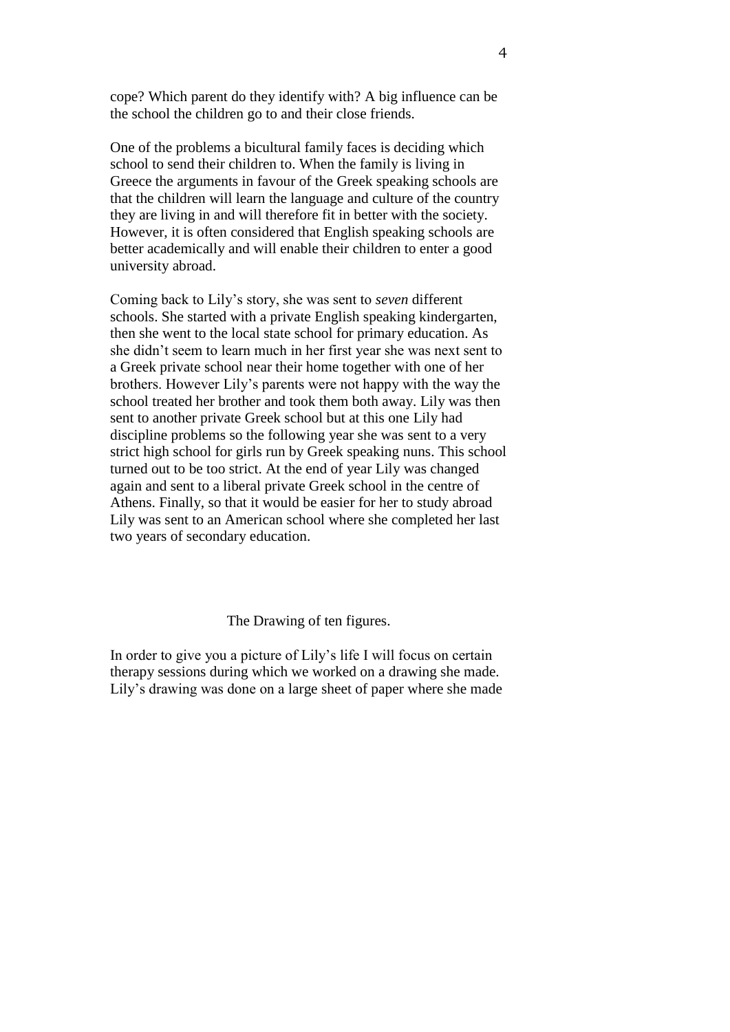cope? Which parent do they identify with? A big influence can be the school the children go to and their close friends.

One of the problems a bicultural family faces is deciding which school to send their children to. When the family is living in Greece the arguments in favour of the Greek speaking schools are that the children will learn the language and culture of the country they are living in and will therefore fit in better with the society. However, it is often considered that English speaking schools are better academically and will enable their children to enter a good university abroad.

Coming back to Lily's story, she was sent to *seven* different schools. She started with a private English speaking kindergarten, then she went to the local state school for primary education. As she didn't seem to learn much in her first year she was next sent to a Greek private school near their home together with one of her brothers. However Lily's parents were not happy with the way the school treated her brother and took them both away. Lily was then sent to another private Greek school but at this one Lily had discipline problems so the following year she was sent to a very strict high school for girls run by Greek speaking nuns. This school turned out to be too strict. At the end of year Lily was changed again and sent to a liberal private Greek school in the centre of Athens. Finally, so that it would be easier for her to study abroad Lily was sent to an American school where she completed her last two years of secondary education.

## The Drawing of ten figures.

In order to give you a picture of Lily's life I will focus on certain therapy sessions during which we worked on a drawing she made. Lily's drawing was done on a large sheet of paper where she made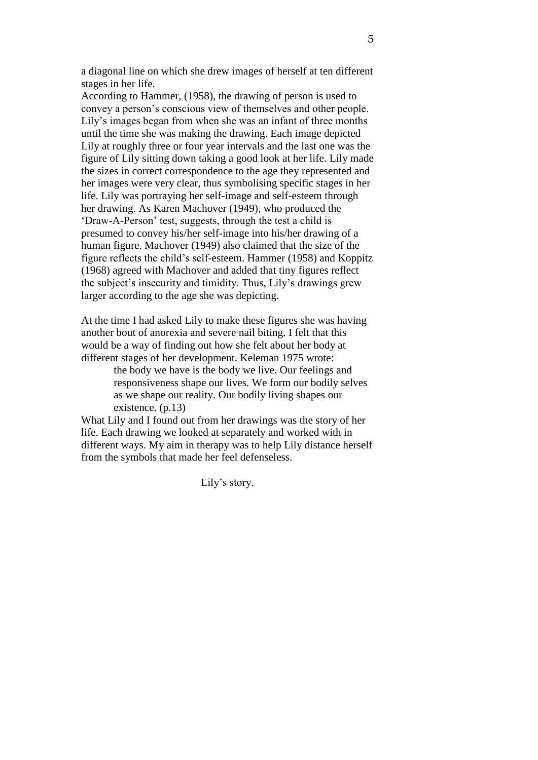a diagonal line on which she drew images of herself at ten different stages in her life.
According to Hammer, (1958), the drawing of person is used to convey a person's conscious view of themselves and other people. Lily's images began from when she was an infant of three months until the time she was making the drawing. Each image depicted Lily at roughly three or four year intervals and the last one was the figure of Lily sitting down taking a good look at her life. Lily made the sizes in correct correspondence to the age they represented and her images were very clear, thus symbolising specific stages in her life. Lily was portraying her self-image and self-esteem through her drawing. As Karen Machover (1949), who produced the 'Draw-A-Person' test, suggests, through the test a child is presumed to convey his/her self-image into his/her drawing of a human figure. Machover (1949) also claimed that the size of the figure reflects the child's self-esteem. Hammer (1958) and Koppitz (1968) agreed with Machover and added that tiny figures reflect the subject's insecurity and timidity. Thus, Lily's drawings grew larger according to the age she was depicting.

At the time I had asked Lily to make these figures she was having another bout of anorexia and severe nail biting. I felt that this would be a way of finding out how she felt about her body at different stages of her development. Keleman 1975 wrote:

> the body we have is the body we live. Our feelings and responsiveness shape our lives. We form our bodily selves as we shape our reality. Our bodily living shapes our existence. (p.13)

What Lily and I found out from her drawings was the story of her life. Each drawing we looked at separately and worked with in different ways. My aim in therapy was to help Lily distance herself from the symbols that made her feel defenseless.

## Lily's story.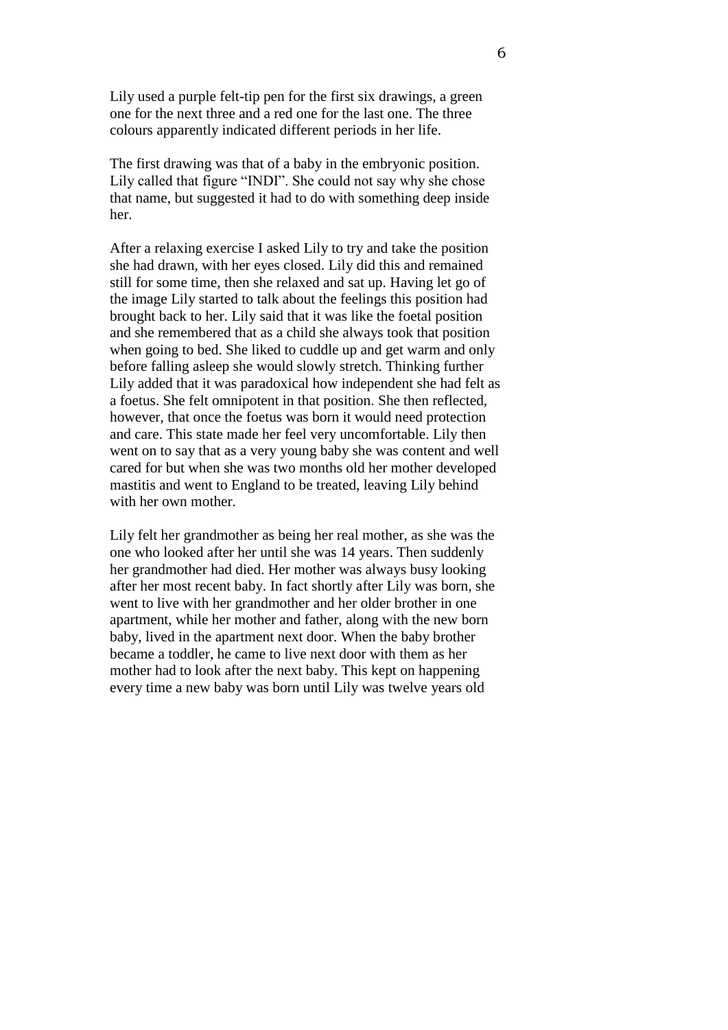Lily used a purple felt-tip pen for the first six drawings, a green one for the next three and a red one for the last one. The three colours apparently indicated different periods in her life.

The first drawing was that of a baby in the embryonic position. Lily called that figure "INDI". She could not say why she chose that name, but suggested it had to do with something deep inside her.

After a relaxing exercise I asked Lily to try and take the position she had drawn, with her eyes closed. Lily did this and remained still for some time, then she relaxed and sat up. Having let go of the image Lily started to talk about the feelings this position had brought back to her. Lily said that it was like the foetal position and she remembered that as a child she always took that position when going to bed. She liked to cuddle up and get warm and only before falling asleep she would slowly stretch. Thinking further Lily added that it was paradoxical how independent she had felt as a foetus. She felt omnipotent in that position. She then reflected, however, that once the foetus was born it would need protection and care. This state made her feel very uncomfortable. Lily then went on to say that as a very young baby she was content and well cared for but when she was two months old her mother developed mastitis and went to England to be treated, leaving Lily behind with her own mother.

Lily felt her grandmother as being her real mother, as she was the one who looked after her until she was 14 years. Then suddenly her grandmother had died. Her mother was always busy looking after her most recent baby. In fact shortly after Lily was born, she went to live with her grandmother and her older brother in one apartment, while her mother and father, along with the new born baby, lived in the apartment next door. When the baby brother became a toddler, he came to live next door with them as her mother had to look after the next baby. This kept on happening every time a new baby was born until Lily was twelve years old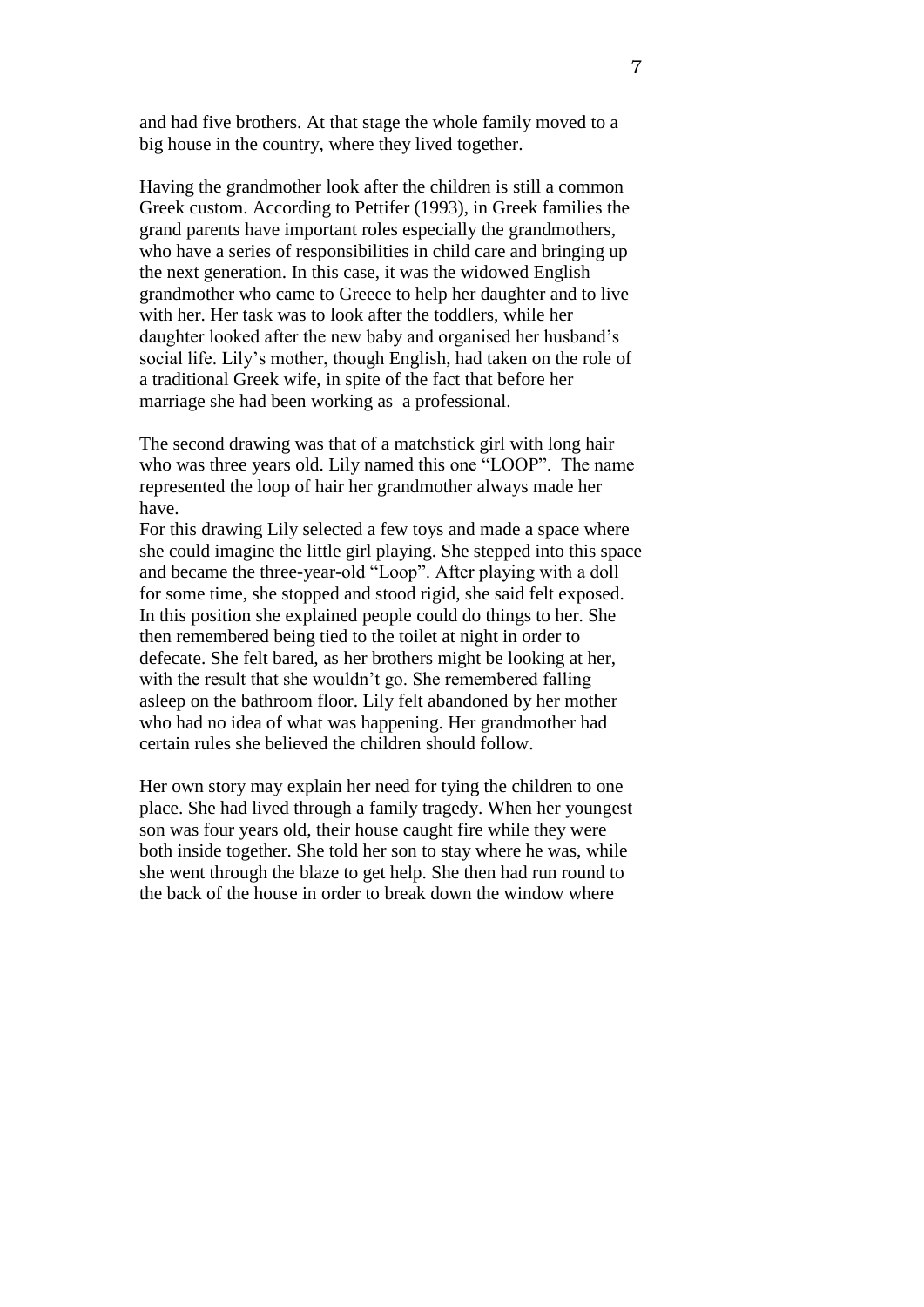and had five brothers. At that stage the whole family moved to a big house in the country, where they lived together.

Having the grandmother look after the children is still a common Greek custom. According to Pettifer (1993), in Greek families the grand parents have important roles especially the grandmothers, who have a series of responsibilities in child care and bringing up the next generation. In this case, it was the widowed English grandmother who came to Greece to help her daughter and to live with her. Her task was to look after the toddlers, while her daughter looked after the new baby and organised her husband's social life. Lily's mother, though English, had taken on the role of a traditional Greek wife, in spite of the fact that before her marriage she had been working as a professional.

The second drawing was that of a matchstick girl with long hair who was three years old. Lily named this one "LOOP". The name represented the loop of hair her grandmother always made her have.
For this drawing Lily selected a few toys and made a space where she could imagine the little girl playing. She stepped into this space and became the three-year-old "Loop". After playing with a doll for some time, she stopped and stood rigid, she said felt exposed. In this position she explained people could do things to her. She then remembered being tied to the toilet at night in order to defecate. She felt bared, as her brothers might be looking at her, with the result that she wouldn't go. She remembered falling asleep on the bathroom floor. Lily felt abandoned by her mother who had no idea of what was happening. Her grandmother had certain rules she believed the children should follow.

Her own story may explain her need for tying the children to one place. She had lived through a family tragedy. When her youngest son was four years old, their house caught fire while they were both inside together. She told her son to stay where he was, while she went through the blaze to get help. She then had run round to the back of the house in order to break down the window where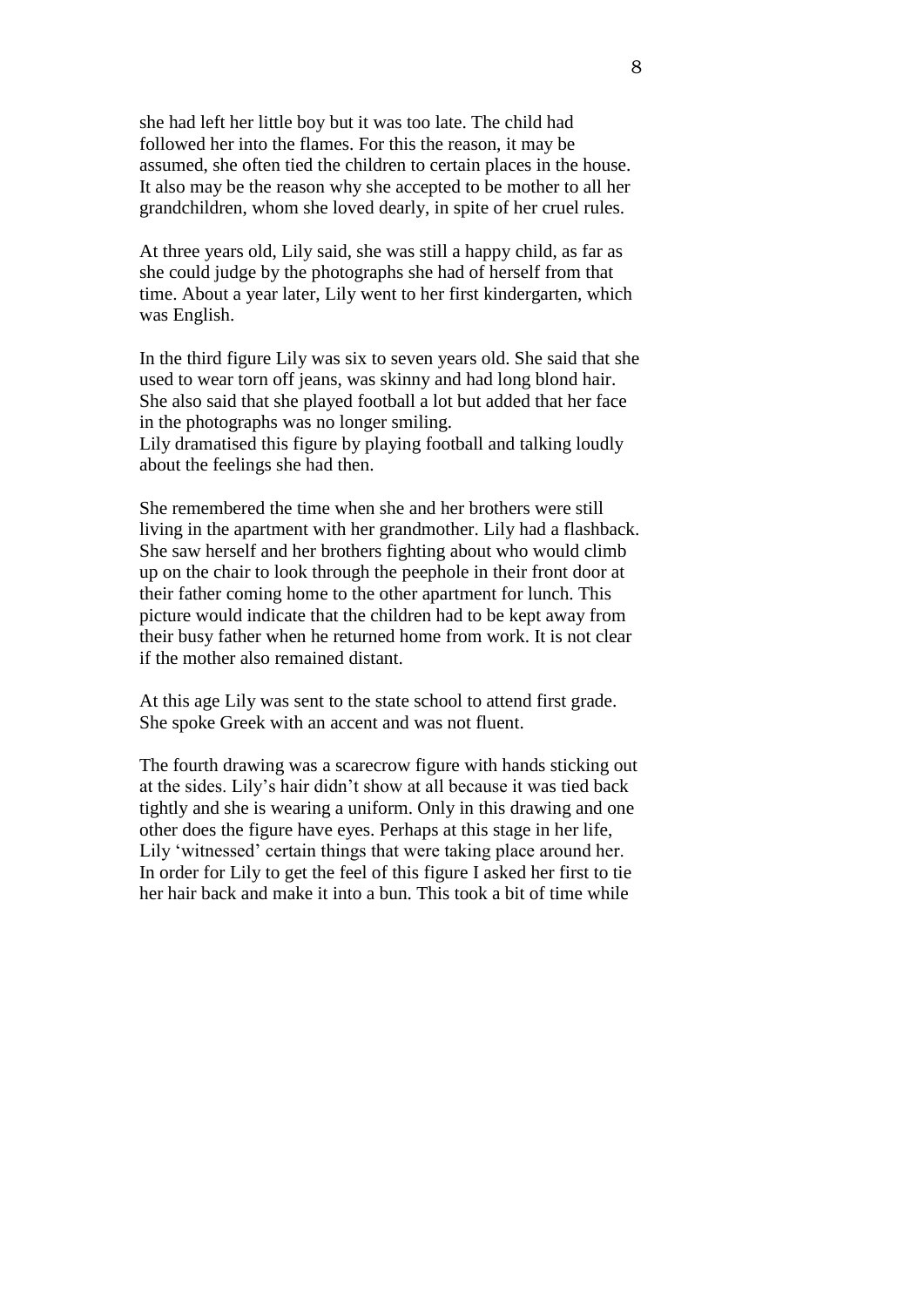she had left her little boy but it was too late. The child had followed her into the flames. For this the reason, it may be assumed, she often tied the children to certain places in the house. It also may be the reason why she accepted to be mother to all her grandchildren, whom she loved dearly, in spite of her cruel rules.

At three years old, Lily said, she was still a happy child, as far as she could judge by the photographs she had of herself from that time. About a year later, Lily went to her first kindergarten, which was English.

In the third figure Lily was six to seven years old. She said that she used to wear torn off jeans, was skinny and had long blond hair. She also said that she played football a lot but added that her face in the photographs was no longer smiling.
Lily dramatised this figure by playing football and talking loudly about the feelings she had then.

She remembered the time when she and her brothers were still living in the apartment with her grandmother. Lily had a flashback. She saw herself and her brothers fighting about who would climb up on the chair to look through the peephole in their front door at their father coming home to the other apartment for lunch. This picture would indicate that the children had to be kept away from their busy father when he returned home from work. It is not clear if the mother also remained distant.

At this age Lily was sent to the state school to attend first grade. She spoke Greek with an accent and was not fluent.

The fourth drawing was a scarecrow figure with hands sticking out at the sides. Lily's hair didn't show at all because it was tied back tightly and she is wearing a uniform. Only in this drawing and one other does the figure have eyes. Perhaps at this stage in her life, Lily 'witnessed' certain things that were taking place around her. In order for Lily to get the feel of this figure I asked her first to tie her hair back and make it into a bun. This took a bit of time while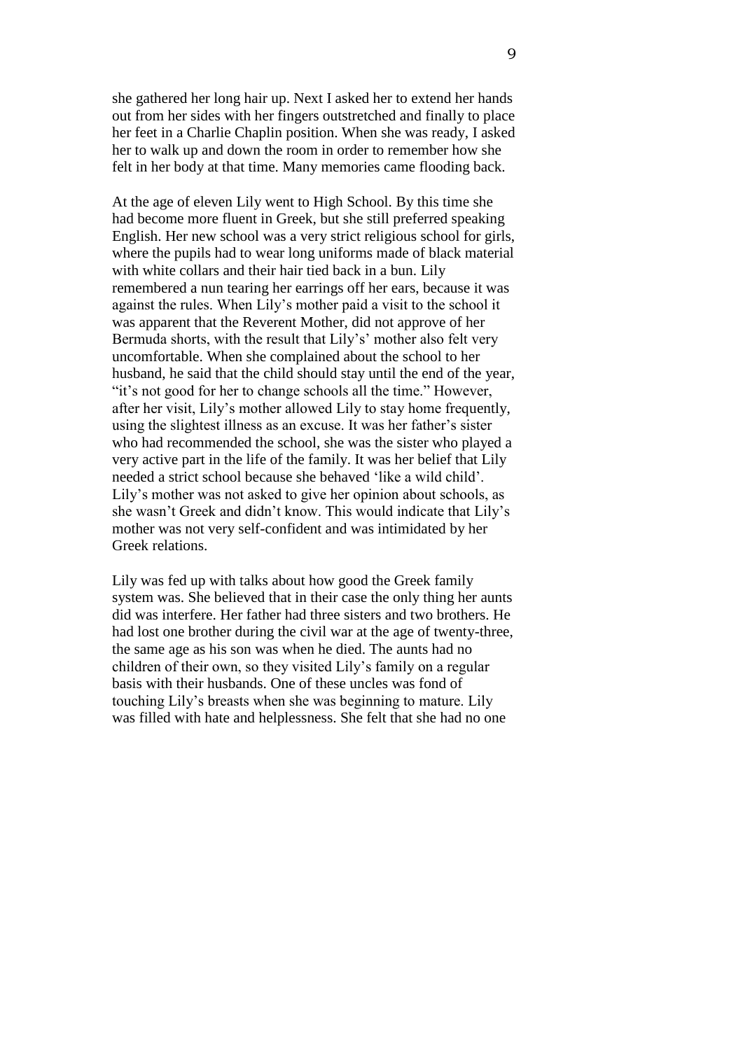she gathered her long hair up. Next I asked her to extend her hands out from her sides with her fingers outstretched and finally to place her feet in a Charlie Chaplin position. When she was ready, I asked her to walk up and down the room in order to remember how she felt in her body at that time. Many memories came flooding back.

At the age of eleven Lily went to High School. By this time she had become more fluent in Greek, but she still preferred speaking English. Her new school was a very strict religious school for girls, where the pupils had to wear long uniforms made of black material with white collars and their hair tied back in a bun. Lily remembered a nun tearing her earrings off her ears, because it was against the rules. When Lily's mother paid a visit to the school it was apparent that the Reverent Mother, did not approve of her Bermuda shorts, with the result that Lily's' mother also felt very uncomfortable. When she complained about the school to her husband, he said that the child should stay until the end of the year, "it's not good for her to change schools all the time." However, after her visit, Lily's mother allowed Lily to stay home frequently, using the slightest illness as an excuse. It was her father's sister who had recommended the school, she was the sister who played a very active part in the life of the family. It was her belief that Lily needed a strict school because she behaved 'like a wild child'. Lily's mother was not asked to give her opinion about schools, as she wasn't Greek and didn't know. This would indicate that Lily's mother was not very self-confident and was intimidated by her Greek relations.

Lily was fed up with talks about how good the Greek family system was. She believed that in their case the only thing her aunts did was interfere. Her father had three sisters and two brothers. He had lost one brother during the civil war at the age of twenty-three, the same age as his son was when he died. The aunts had no children of their own, so they visited Lily's family on a regular basis with their husbands. One of these uncles was fond of touching Lily's breasts when she was beginning to mature. Lily was filled with hate and helplessness. She felt that she had no one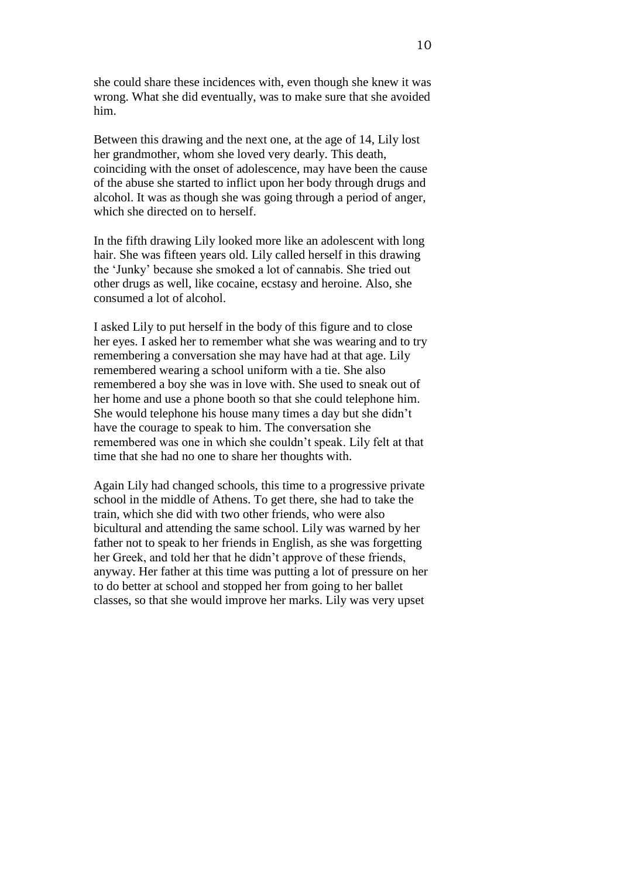she could share these incidences with, even though she knew it was wrong. What she did eventually, was to make sure that she avoided him.

Between this drawing and the next one, at the age of 14, Lily lost her grandmother, whom she loved very dearly. This death, coinciding with the onset of adolescence, may have been the cause of the abuse she started to inflict upon her body through drugs and alcohol. It was as though she was going through a period of anger, which she directed on to herself.

In the fifth drawing Lily looked more like an adolescent with long hair. She was fifteen years old. Lily called herself in this drawing the 'Junky' because she smoked a lot of cannabis. She tried out other drugs as well, like cocaine, ecstasy and heroine. Also, she consumed a lot of alcohol.

I asked Lily to put herself in the body of this figure and to close her eyes. I asked her to remember what she was wearing and to try remembering a conversation she may have had at that age. Lily remembered wearing a school uniform with a tie. She also remembered a boy she was in love with. She used to sneak out of her home and use a phone booth so that she could telephone him. She would telephone his house many times a day but she didn't have the courage to speak to him. The conversation she remembered was one in which she couldn't speak. Lily felt at that time that she had no one to share her thoughts with.

Again Lily had changed schools, this time to a progressive private school in the middle of Athens. To get there, she had to take the train, which she did with two other friends, who were also bicultural and attending the same school. Lily was warned by her father not to speak to her friends in English, as she was forgetting her Greek, and told her that he didn't approve of these friends, anyway. Her father at this time was putting a lot of pressure on her to do better at school and stopped her from going to her ballet classes, so that she would improve her marks. Lily was very upset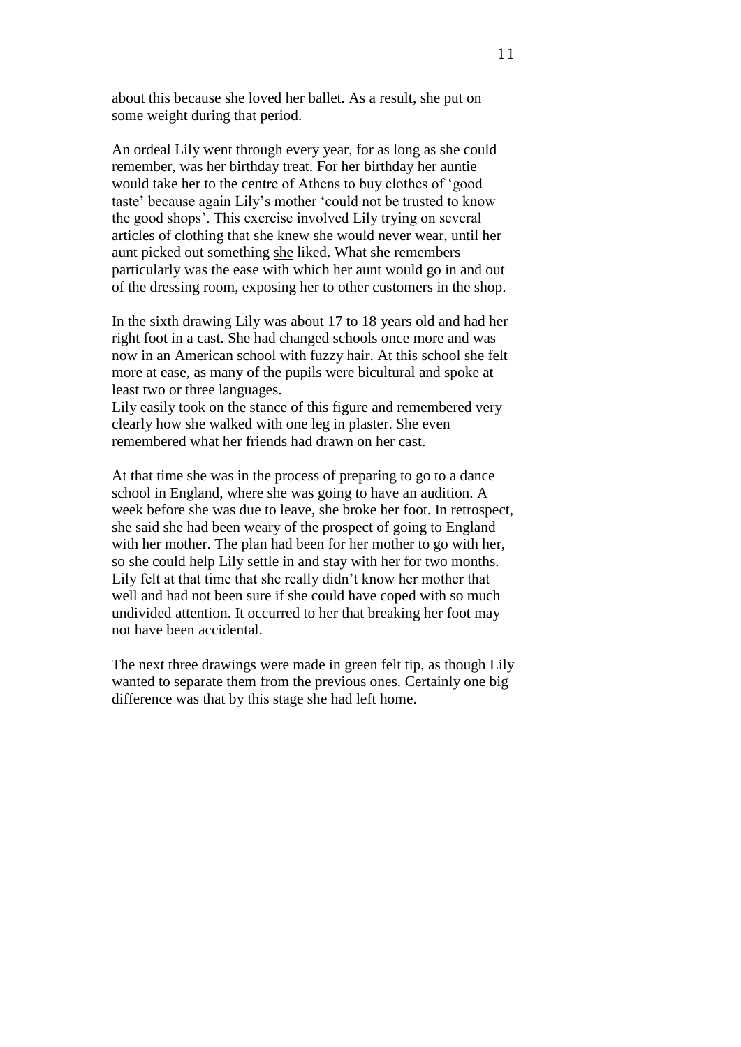about this because she loved her ballet. As a result, she put on some weight during that period.

An ordeal Lily went through every year, for as long as she could remember, was her birthday treat. For her birthday her auntie would take her to the centre of Athens to buy clothes of 'good taste' because again Lily's mother 'could not be trusted to know the good shops'. This exercise involved Lily trying on several articles of clothing that she knew she would never wear, until her aunt picked out something <u>she</u> liked. What she remembers particularly was the ease with which her aunt would go in and out of the dressing room, exposing her to other customers in the shop.

In the sixth drawing Lily was about 17 to 18 years old and had her right foot in a cast. She had changed schools once more and was now in an American school with fuzzy hair. At this school she felt more at ease, as many of the pupils were bicultural and spoke at least two or three languages.
Lily easily took on the stance of this figure and remembered very clearly how she walked with one leg in plaster. She even remembered what her friends had drawn on her cast.

At that time she was in the process of preparing to go to a dance school in England, where she was going to have an audition. A week before she was due to leave, she broke her foot. In retrospect, she said she had been weary of the prospect of going to England with her mother. The plan had been for her mother to go with her, so she could help Lily settle in and stay with her for two months. Lily felt at that time that she really didn't know her mother that well and had not been sure if she could have coped with so much undivided attention. It occurred to her that breaking her foot may not have been accidental.

The next three drawings were made in green felt tip, as though Lily wanted to separate them from the previous ones. Certainly one big difference was that by this stage she had left home.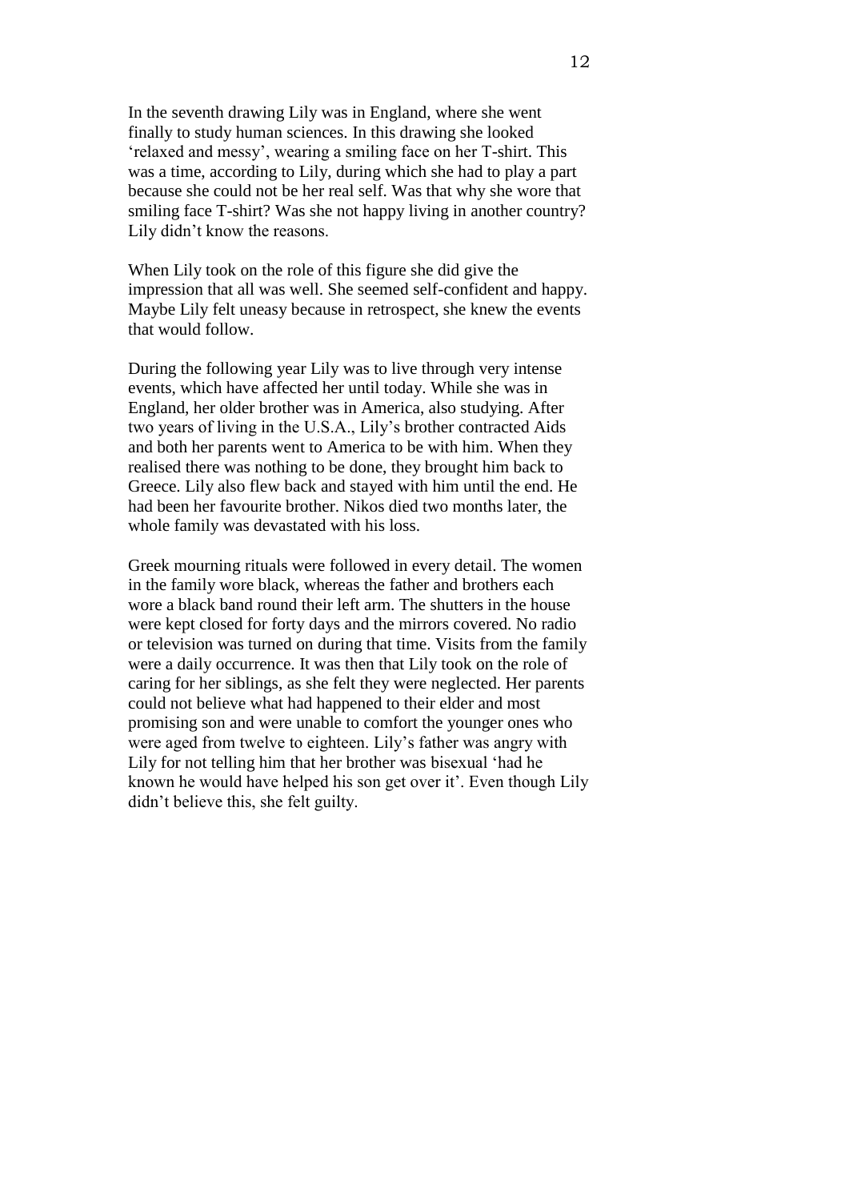In the seventh drawing Lily was in England, where she went finally to study human sciences. In this drawing she looked 'relaxed and messy', wearing a smiling face on her T-shirt. This was a time, according to Lily, during which she had to play a part because she could not be her real self. Was that why she wore that smiling face T-shirt? Was she not happy living in another country? Lily didn't know the reasons.

When Lily took on the role of this figure she did give the impression that all was well. She seemed self-confident and happy. Maybe Lily felt uneasy because in retrospect, she knew the events that would follow.

During the following year Lily was to live through very intense events, which have affected her until today. While she was in England, her older brother was in America, also studying. After two years of living in the U.S.A., Lily's brother contracted Aids and both her parents went to America to be with him. When they realised there was nothing to be done, they brought him back to Greece. Lily also flew back and stayed with him until the end. He had been her favourite brother. Nikos died two months later, the whole family was devastated with his loss.

Greek mourning rituals were followed in every detail. The women in the family wore black, whereas the father and brothers each wore a black band round their left arm. The shutters in the house were kept closed for forty days and the mirrors covered. No radio or television was turned on during that time. Visits from the family were a daily occurrence. It was then that Lily took on the role of caring for her siblings, as she felt they were neglected. Her parents could not believe what had happened to their elder and most promising son and were unable to comfort the younger ones who were aged from twelve to eighteen. Lily's father was angry with Lily for not telling him that her brother was bisexual 'had he known he would have helped his son get over it'. Even though Lily didn't believe this, she felt guilty.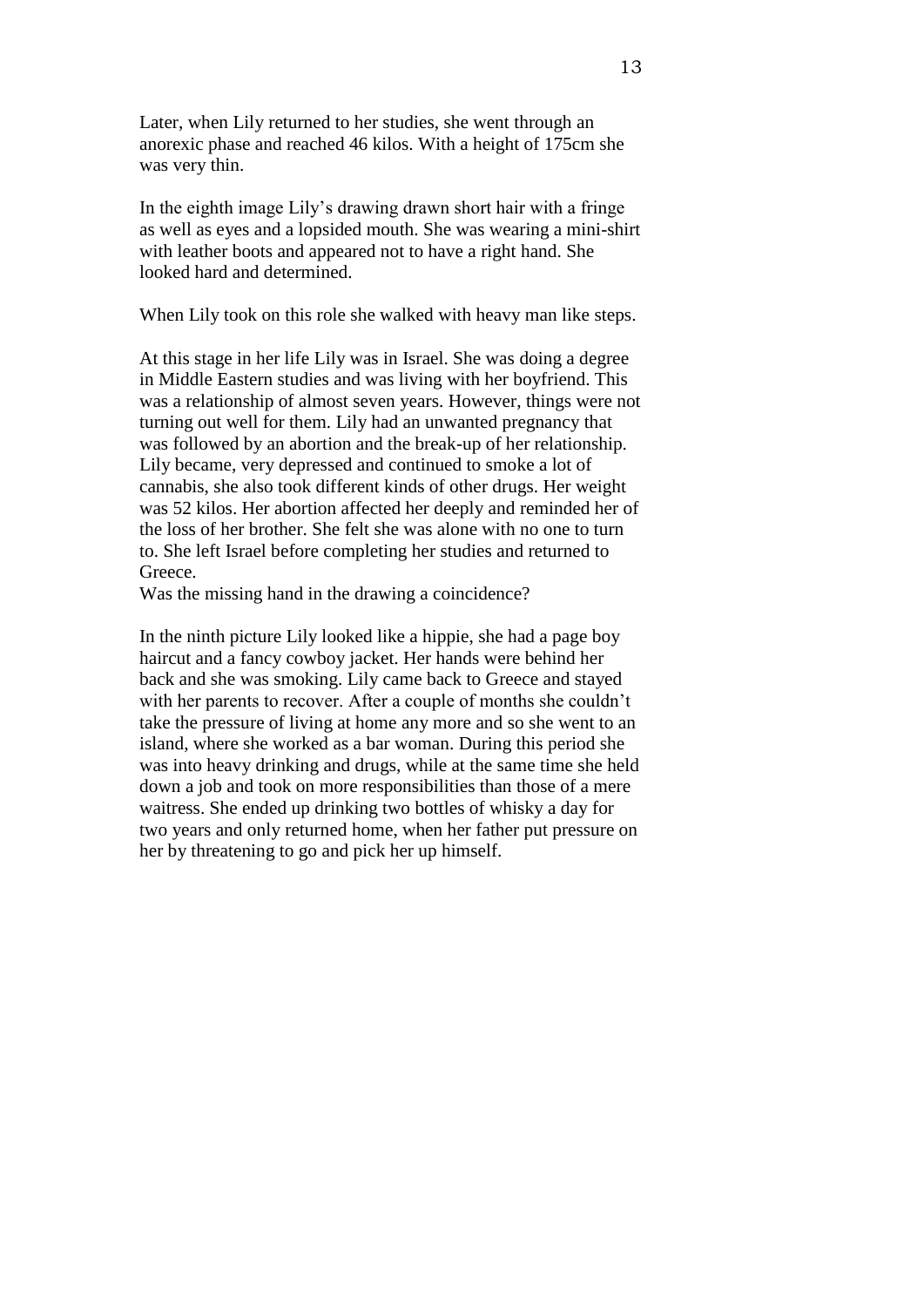Later, when Lily returned to her studies, she went through an anorexic phase and reached 46 kilos. With a height of 175cm she was very thin.

In the eighth image Lily's drawing drawn short hair with a fringe as well as eyes and a lopsided mouth. She was wearing a mini-shirt with leather boots and appeared not to have a right hand. She looked hard and determined.

When Lily took on this role she walked with heavy man like steps.

At this stage in her life Lily was in Israel. She was doing a degree in Middle Eastern studies and was living with her boyfriend. This was a relationship of almost seven years. However, things were not turning out well for them. Lily had an unwanted pregnancy that was followed by an abortion and the break-up of her relationship. Lily became, very depressed and continued to smoke a lot of cannabis, she also took different kinds of other drugs. Her weight was 52 kilos. Her abortion affected her deeply and reminded her of the loss of her brother. She felt she was alone with no one to turn to. She left Israel before completing her studies and returned to Greece.
Was the missing hand in the drawing a coincidence?

In the ninth picture Lily looked like a hippie, she had a page boy haircut and a fancy cowboy jacket. Her hands were behind her back and she was smoking. Lily came back to Greece and stayed with her parents to recover. After a couple of months she couldn't take the pressure of living at home any more and so she went to an island, where she worked as a bar woman. During this period she was into heavy drinking and drugs, while at the same time she held down a job and took on more responsibilities than those of a mere waitress. She ended up drinking two bottles of whisky a day for two years and only returned home, when her father put pressure on her by threatening to go and pick her up himself.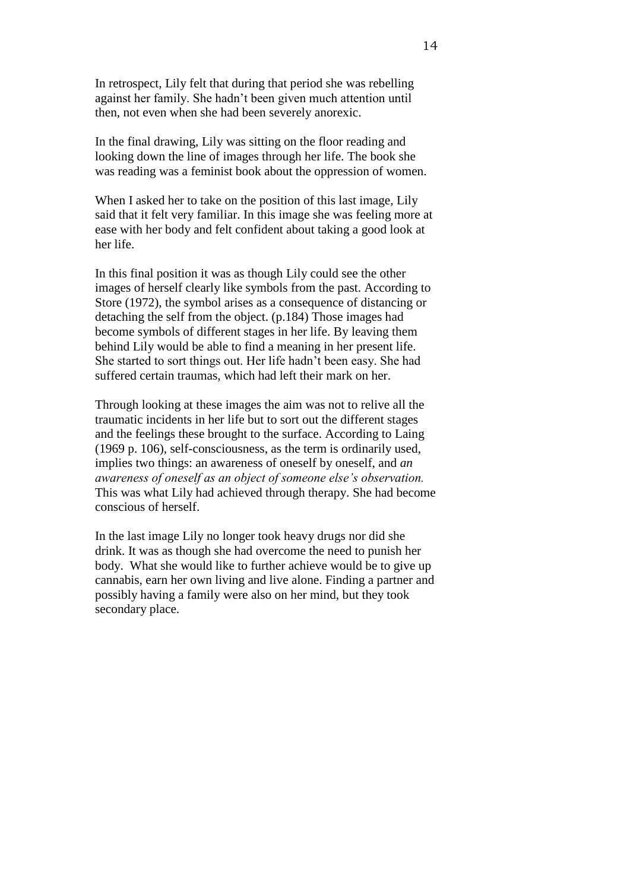In retrospect, Lily felt that during that period she was rebelling against her family. She hadn't been given much attention until then, not even when she had been severely anorexic.

In the final drawing, Lily was sitting on the floor reading and looking down the line of images through her life. The book she was reading was a feminist book about the oppression of women.

When I asked her to take on the position of this last image, Lily said that it felt very familiar. In this image she was feeling more at ease with her body and felt confident about taking a good look at her life.

In this final position it was as though Lily could see the other images of herself clearly like symbols from the past. According to Store (1972), the symbol arises as a consequence of distancing or detaching the self from the object. (p.184) Those images had become symbols of different stages in her life. By leaving them behind Lily would be able to find a meaning in her present life. She started to sort things out. Her life hadn't been easy. She had suffered certain traumas, which had left their mark on her.

Through looking at these images the aim was not to relive all the traumatic incidents in her life but to sort out the different stages and the feelings these brought to the surface. According to Laing (1969 p. 106), self-consciousness, as the term is ordinarily used, implies two things: an awareness of oneself by oneself, and *an awareness of oneself as an object of someone else's observation.* This was what Lily had achieved through therapy. She had become conscious of herself.

In the last image Lily no longer took heavy drugs nor did she drink. It was as though she had overcome the need to punish her body. What she would like to further achieve would be to give up cannabis, earn her own living and live alone. Finding a partner and possibly having a family were also on her mind, but they took secondary place.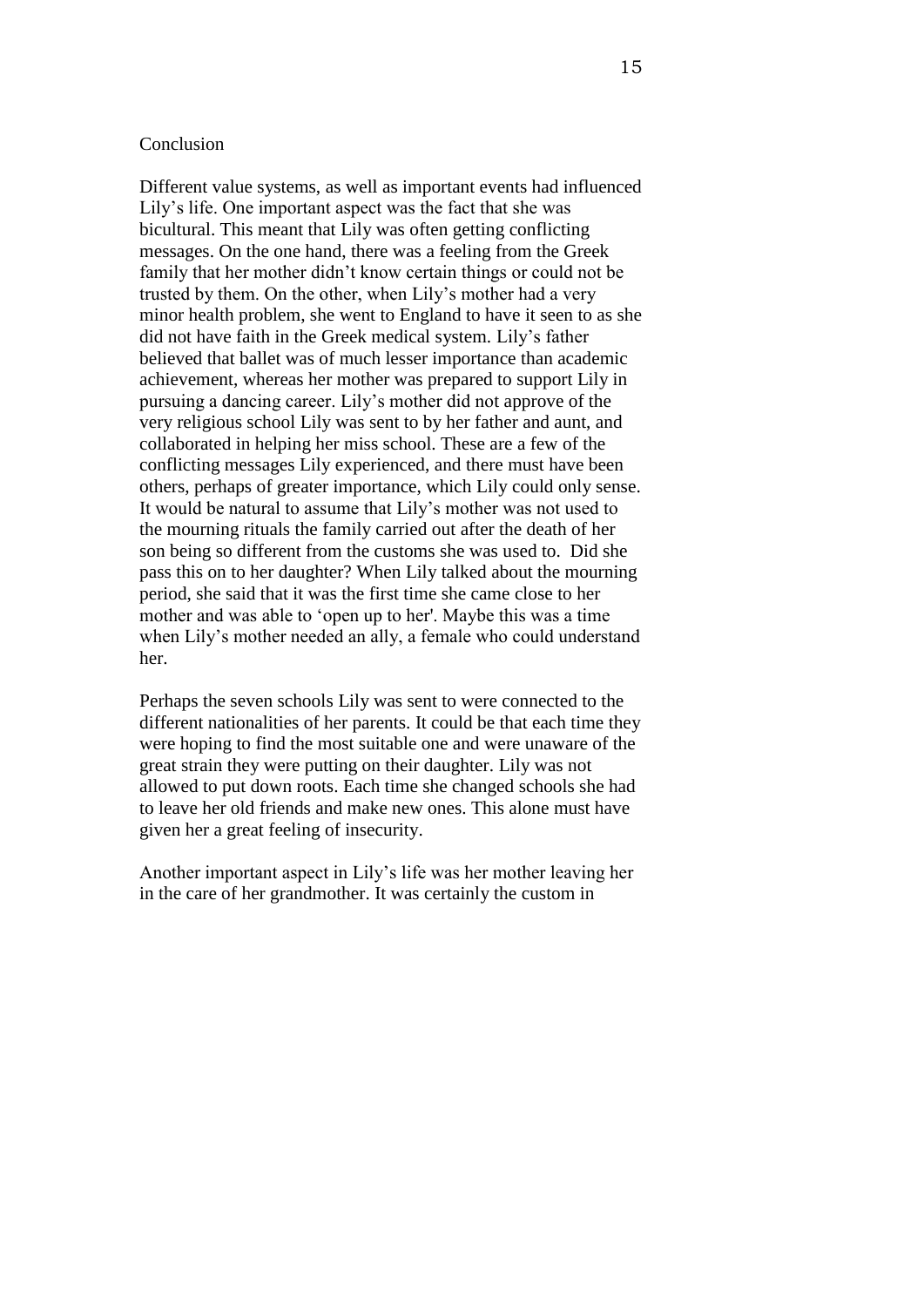## Conclusion

Different value systems, as well as important events had influenced Lily's life. One important aspect was the fact that she was bicultural. This meant that Lily was often getting conflicting messages. On the one hand, there was a feeling from the Greek family that her mother didn't know certain things or could not be trusted by them. On the other, when Lily's mother had a very minor health problem, she went to England to have it seen to as she did not have faith in the Greek medical system. Lily's father believed that ballet was of much lesser importance than academic achievement, whereas her mother was prepared to support Lily in pursuing a dancing career. Lily's mother did not approve of the very religious school Lily was sent to by her father and aunt, and collaborated in helping her miss school. These are a few of the conflicting messages Lily experienced, and there must have been others, perhaps of greater importance, which Lily could only sense. It would be natural to assume that Lily's mother was not used to the mourning rituals the family carried out after the death of her son being so different from the customs she was used to. Did she pass this on to her daughter? When Lily talked about the mourning period, she said that it was the first time she came close to her mother and was able to 'open up to her'. Maybe this was a time when Lily's mother needed an ally, a female who could understand her.

Perhaps the seven schools Lily was sent to were connected to the different nationalities of her parents. It could be that each time they were hoping to find the most suitable one and were unaware of the great strain they were putting on their daughter. Lily was not allowed to put down roots. Each time she changed schools she had to leave her old friends and make new ones. This alone must have given her a great feeling of insecurity.

Another important aspect in Lily's life was her mother leaving her in the care of her grandmother. It was certainly the custom in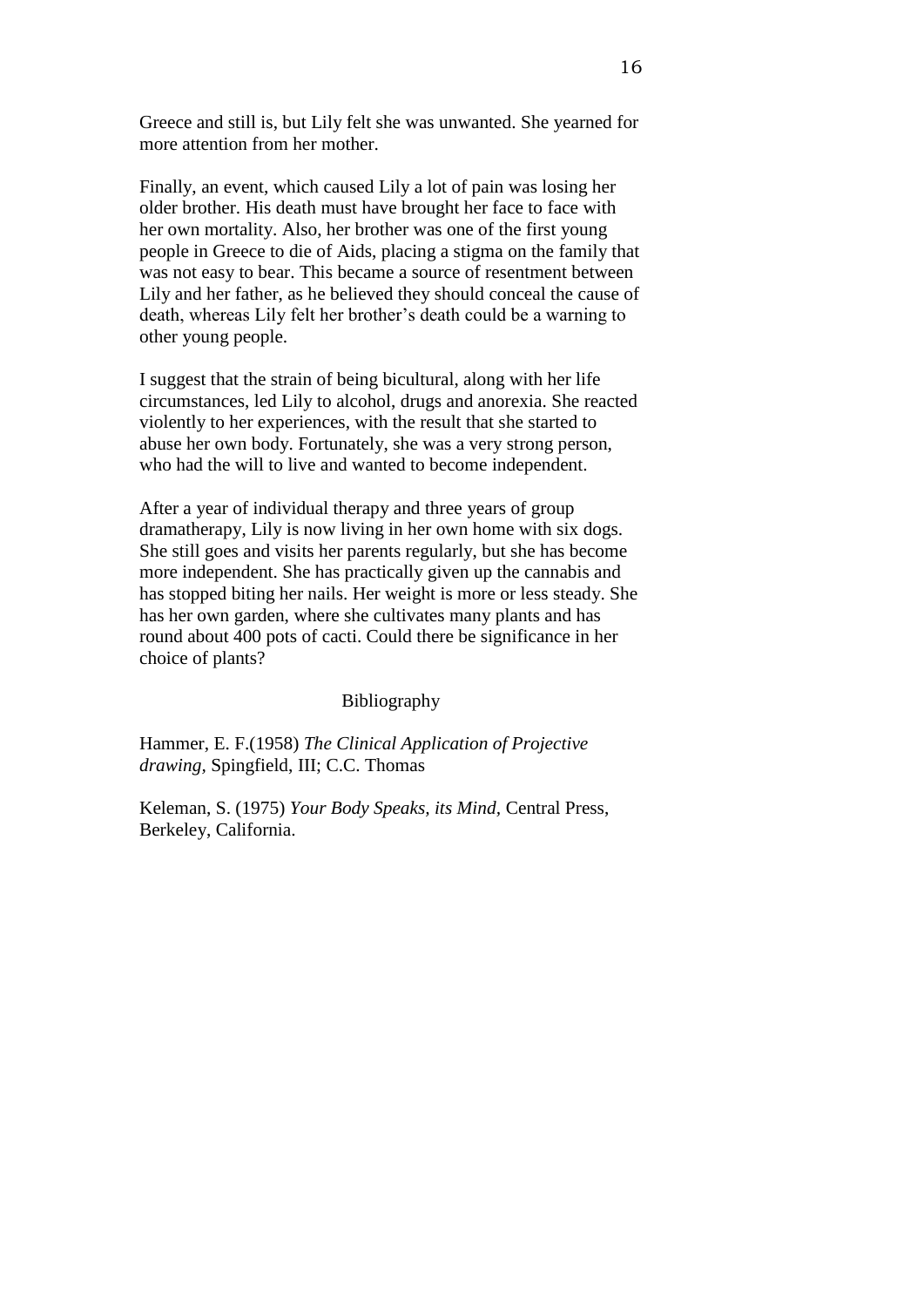Greece and still is, but Lily felt she was unwanted. She yearned for more attention from her mother.

Finally, an event, which caused Lily a lot of pain was losing her older brother. His death must have brought her face to face with her own mortality. Also, her brother was one of the first young people in Greece to die of Aids, placing a stigma on the family that was not easy to bear. This became a source of resentment between Lily and her father, as he believed they should conceal the cause of death, whereas Lily felt her brother's death could be a warning to other young people.

I suggest that the strain of being bicultural, along with her life circumstances, led Lily to alcohol, drugs and anorexia. She reacted violently to her experiences, with the result that she started to abuse her own body. Fortunately, she was a very strong person, who had the will to live and wanted to become independent.

After a year of individual therapy and three years of group dramatherapy, Lily is now living in her own home with six dogs. She still goes and visits her parents regularly, but she has become more independent. She has practically given up the cannabis and has stopped biting her nails. Her weight is more or less steady. She has her own garden, where she cultivates many plants and has round about 400 pots of cacti. Could there be significance in her choice of plants?

## Bibliography

Hammer, E. F.(1958) *The Clinical Application of Projective drawing,* Spingfield, III; C.C. Thomas

Keleman, S. (1975) *Your Body Speaks, its Mind,* Central Press, Berkeley, California.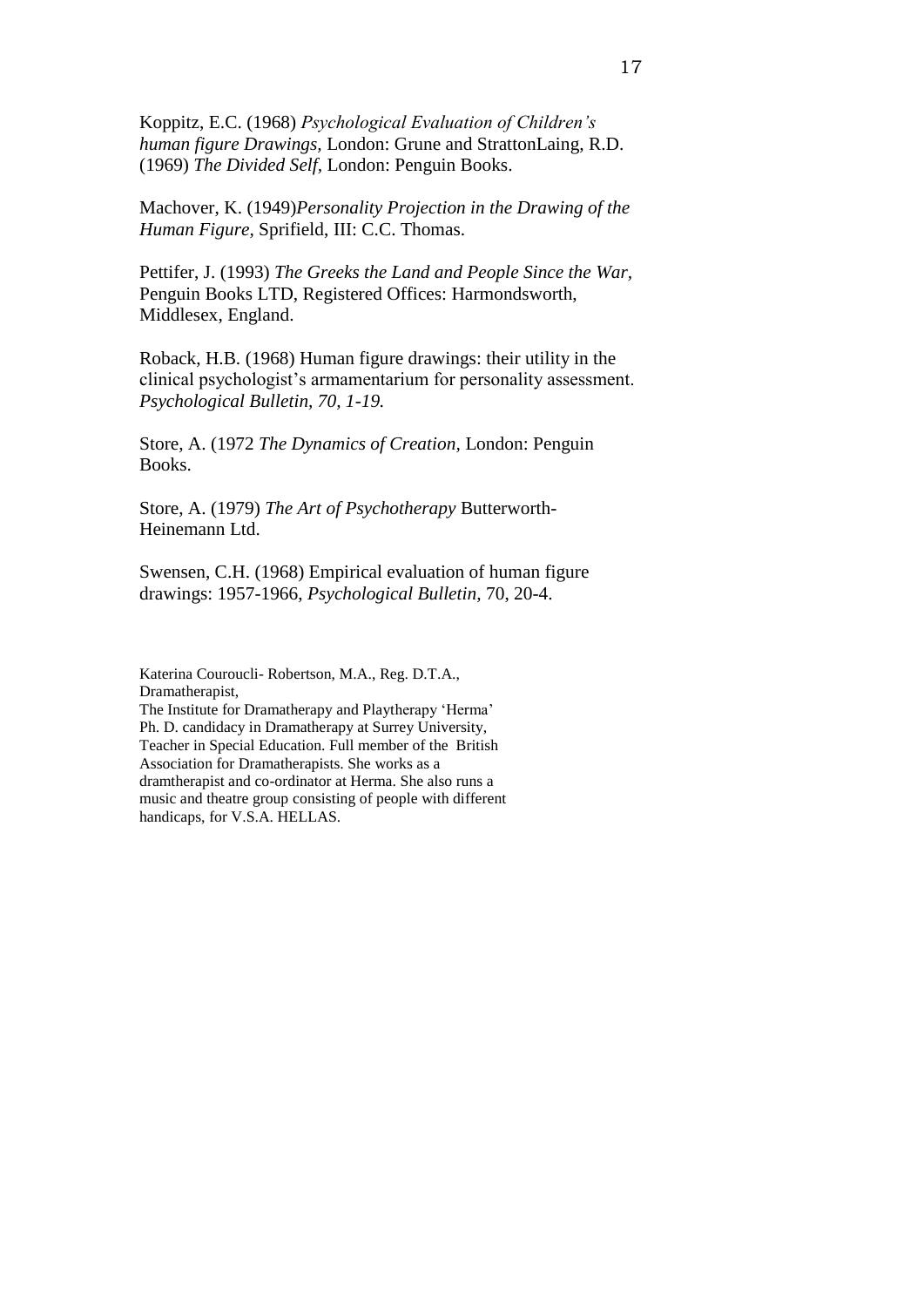Koppitz, E.C. (1968) *Psychological Evaluation of Children's human figure Drawings,* London: Grune and StrattonLaing, R.D. (1969) *The Divided Self,* London: Penguin Books.

Machover, K. (1949)*Personality Projection in the Drawing of the Human Figure,* Sprifield, III: C.C. Thomas.

Pettifer, J. (1993) *The Greeks the Land and People Since the War,* Penguin Books LTD, Registered Offices: Harmondsworth, Middlesex, England.

Roback, H.B. (1968) Human figure drawings: their utility in the clinical psychologist's armamentarium for personality assessment. *Psychological Bulletin, 70, 1-19.*

Store, A. (1972 *The Dynamics of Creation,* London: Penguin Books.

Store, A. (1979) *The Art of Psychotherapy* Butterworth-Heinemann Ltd.

Swensen, C.H. (1968) Empirical evaluation of human figure drawings: 1957-1966, *Psychological Bulletin,* 70, 20-4.

Katerina Couroucli- Robertson, M.A., Reg. D.T.A., Dramatherapist,
The Institute for Dramatherapy and Playtherapy 'Herma'
Ph. D. candidacy in Dramatherapy at Surrey University,
Teacher in Special Education. Full member of the British Association for Dramatherapists. She works as a dramtherapist and co-ordinator at Herma. She also runs a music and theatre group consisting of people with different handicaps, for V.S.A. HELLAS.